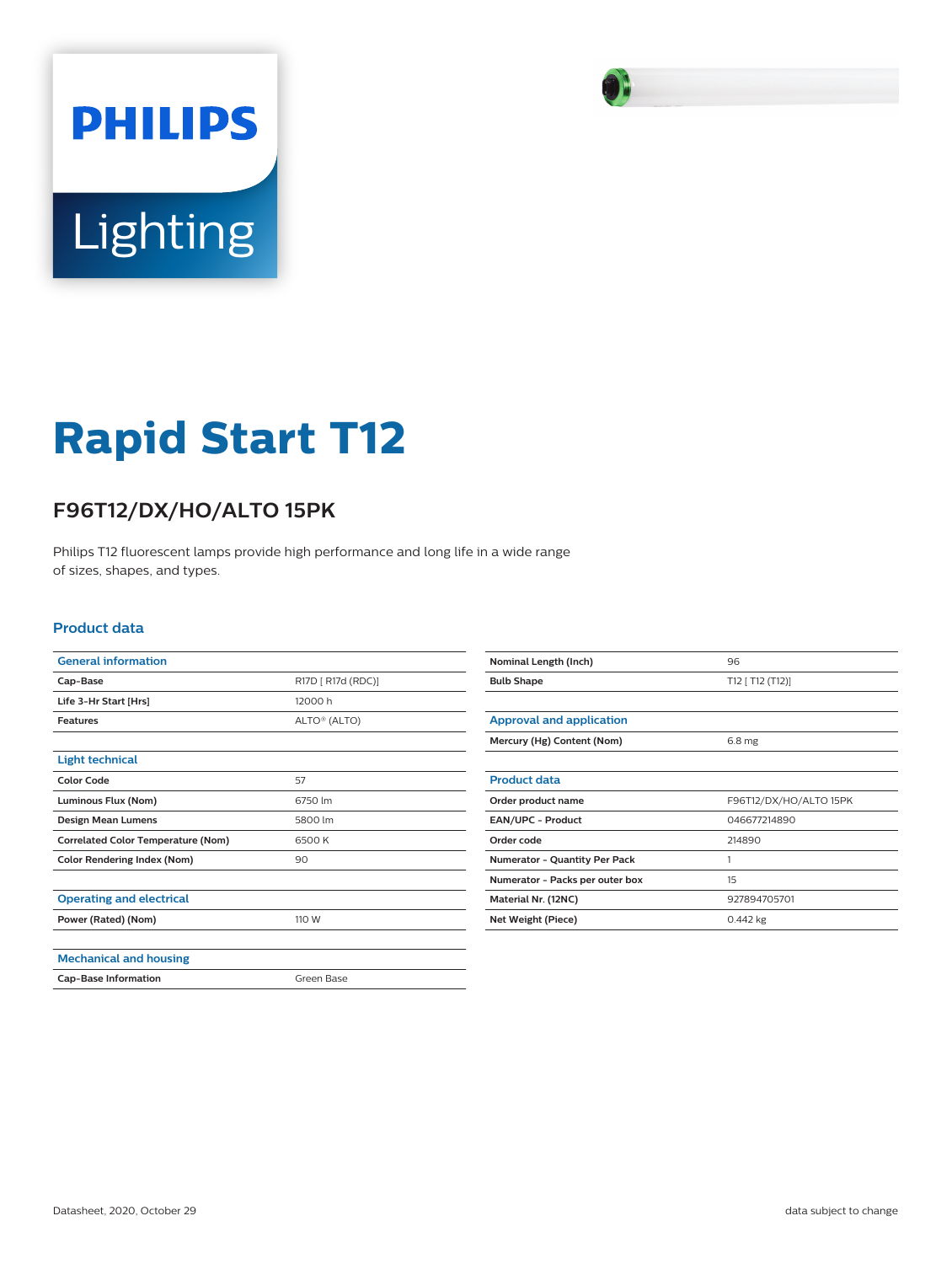# Rapid Start T12

## F96T12/DX/HO/ALTO 15PK

Philips T12 fluorescent lamps provide high performance and long life in a wide range of sizes, shapes, and types.

### Product data

| General information | |
|---|---|
| Cap-Base | R17D [ R17d (RDC)] |
| Life 3-Hr Start [Hrs] | 12000 h |
| Features | ALTO® (ALTO) |

| Light technical | |
|---|---|
| Color Code | 57 |
| Luminous Flux (Nom) | 6750 lm |
| Design Mean Lumens | 5800 lm |
| Correlated Color Temperature (Nom) | 6500 K |
| Color Rendering Index (Nom) | 90 |

| Operating and electrical | |
|---|---|
| Power (Rated) (Nom) | 110 W |

| Mechanical and housing | |
|---|---|
| Cap-Base Information | Green Base |
| Nominal Length (Inch) | 96 |
| Bulb Shape | T12 [ T12 (T12)] |

| Approval and application | |
|---|---|
| Mercury (Hg) Content (Nom) | 6.8 mg |

| Product data | |
|---|---|
| Order product name | F96T12/DX/HO/ALTO 15PK |
| EAN/UPC - Product | 046677214890 |
| Order code | 214890 |
| Numerator - Quantity Per Pack | 1 |
| Numerator - Packs per outer box | 15 |
| Material Nr. (12NC) | 927894705701 |
| Net Weight (Piece) | 0.442 kg |

Datasheet, 2020, October 29 data subject to change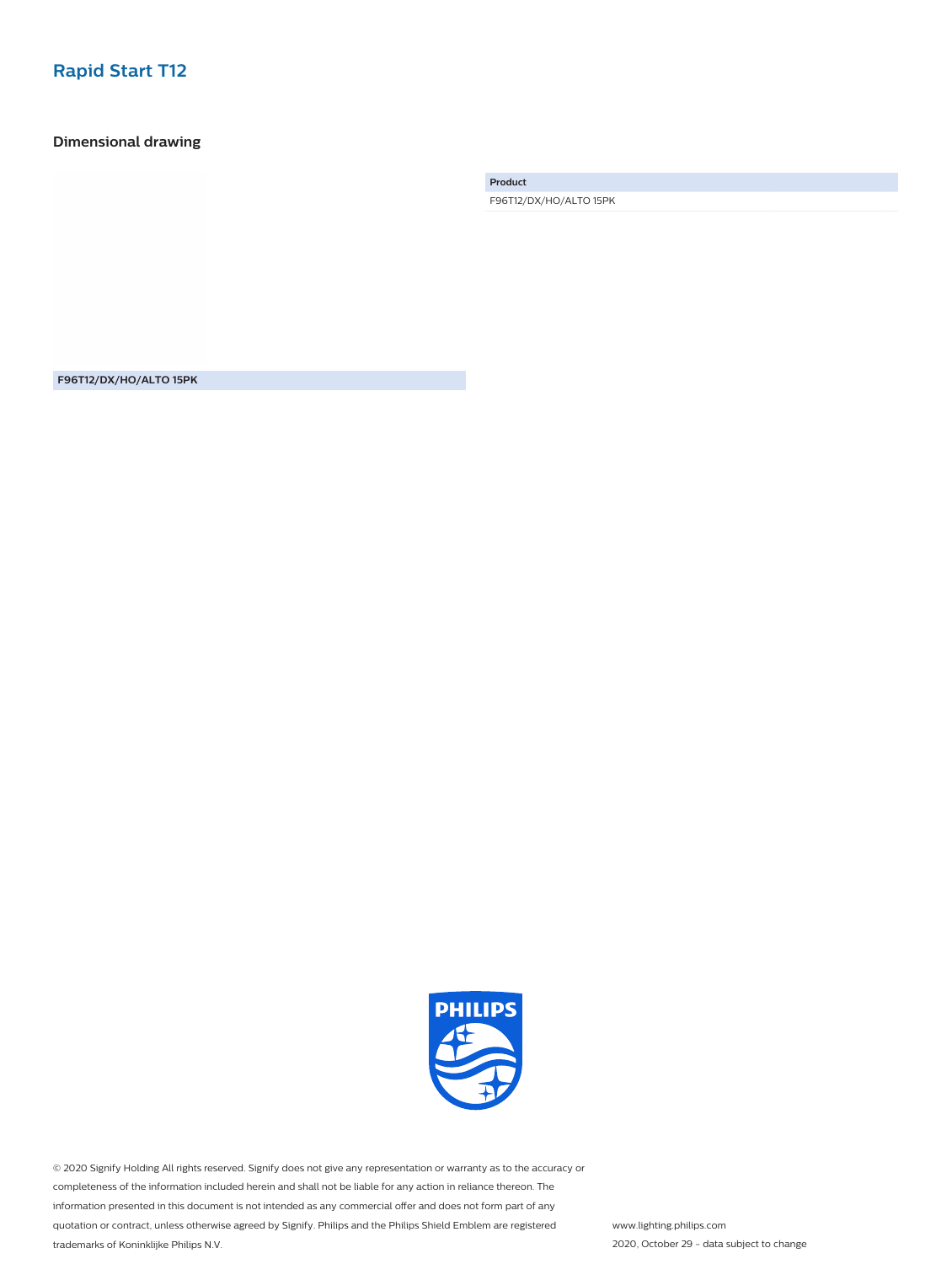# Rapid Start T12

## Dimensional drawing

| Product |
|---|
| F96T12/DX/HO/ALTO 15PK |

**F96T12/DX/HO/ALTO 15PK**

© 2020 Signify Holding All rights reserved. Signify does not give any representation or warranty as to the accuracy or completeness of the information included herein and shall not be liable for any action in reliance thereon. The information presented in this document is not intended as any commercial offer and does not form part of any quotation or contract, unless otherwise agreed by Signify. Philips and the Philips Shield Emblem are registered trademarks of Koninklijke Philips N.V.

www.lighting.philips.com

2020, October 29 - data subject to change